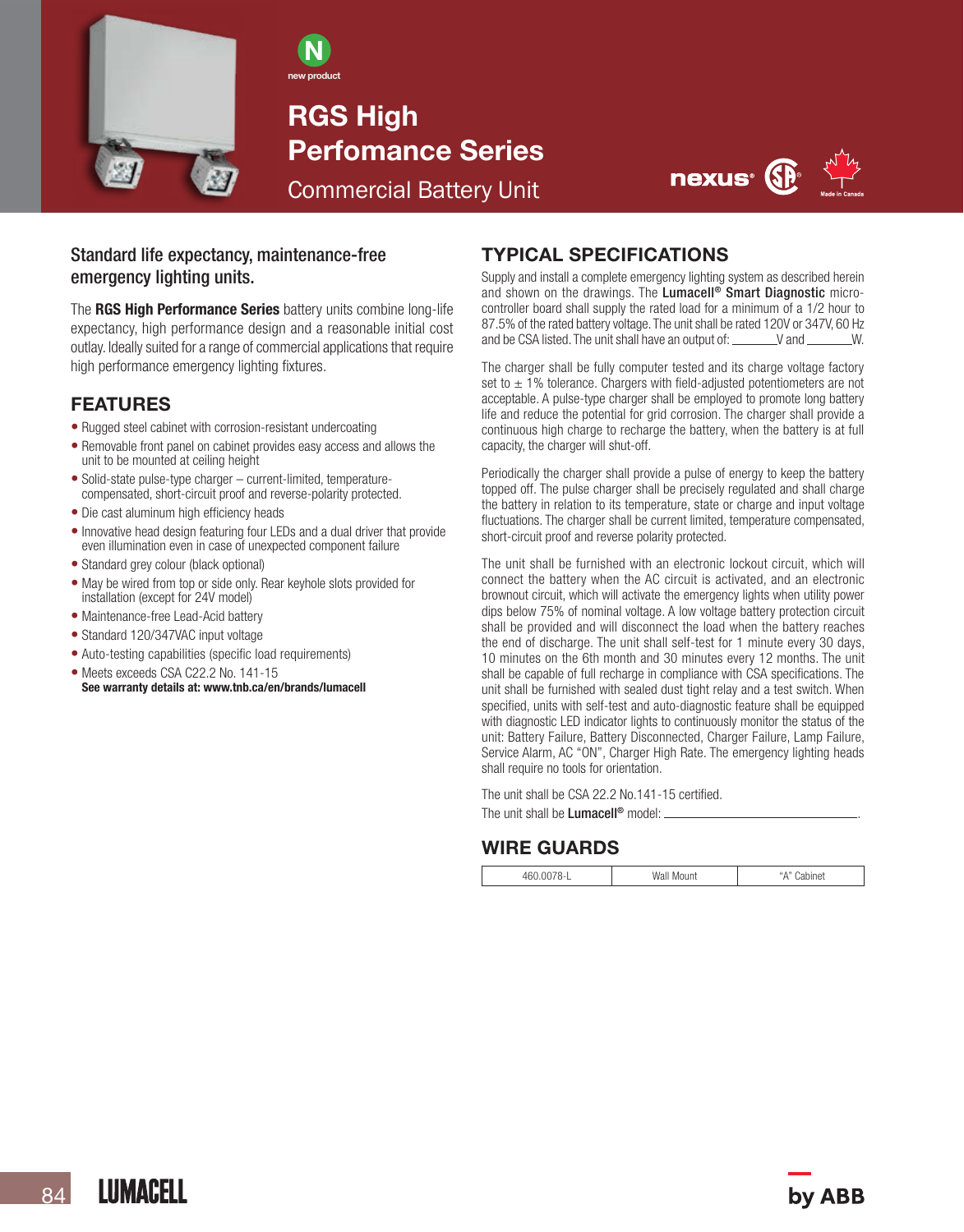N
new product

# RGS High Perfomance Series

Commercial Battery Unit

nexus® Made in Canada

## Standard life expectancy, maintenance-free emergency lighting units.

The **RGS High Performance Series** battery units combine long-life expectancy, high performance design and a reasonable initial cost outlay. Ideally suited for a range of commercial applications that require high performance emergency lighting fixtures.

## FEATURES

- Rugged steel cabinet with corrosion-resistant undercoating
- Removable front panel on cabinet provides easy access and allows the unit to be mounted at ceiling height
- Solid-state pulse-type charger – current-limited, temperature-compensated, short-circuit proof and reverse-polarity protected.
- Die cast aluminum high efficiency heads
- Innovative head design featuring four LEDs and a dual driver that provide even illumination even in case of unexpected component failure
- Standard grey colour (black optional)
- May be wired from top or side only. Rear keyhole slots provided for installation (except for 24V model)
- Maintenance-free Lead-Acid battery
- Standard 120/347VAC input voltage
- Auto-testing capabilities (specific load requirements)
- Meets exceeds CSA C22.2 No. 141-15

**See warranty details at: www.tnb.ca/en/brands/lumacell**

## TYPICAL SPECIFICATIONS

Supply and install a complete emergency lighting system as described herein and shown on the drawings. The **Lumacell® Smart Diagnostic** micro-controller board shall supply the rated load for a minimum of a 1/2 hour to 87.5% of the rated battery voltage. The unit shall be rated 120V or 347V, 60 Hz and be CSA listed. The unit shall have an output of: ________V and ________W.

The charger shall be fully computer tested and its charge voltage factory set to ± 1% tolerance. Chargers with field-adjusted potentiometers are not acceptable. A pulse-type charger shall be employed to promote long battery life and reduce the potential for grid corrosion. The charger shall provide a continuous high charge to recharge the battery, when the battery is at full capacity, the charger will shut-off.

Periodically the charger shall provide a pulse of energy to keep the battery topped off. The pulse charger shall be precisely regulated and shall charge the battery in relation to its temperature, state or charge and input voltage fluctuations. The charger shall be current limited, temperature compensated, short-circuit proof and reverse polarity protected.

The unit shall be furnished with an electronic lockout circuit, which will connect the battery when the AC circuit is activated, and an electronic brownout circuit, which will activate the emergency lights when utility power dips below 75% of nominal voltage. A low voltage battery protection circuit shall be provided and will disconnect the load when the battery reaches the end of discharge. The unit shall self-test for 1 minute every 30 days, 10 minutes on the 6th month and 30 minutes every 12 months. The unit shall be capable of full recharge in compliance with CSA specifications. The unit shall be furnished with sealed dust tight relay and a test switch. When specified, units with self-test and auto-diagnostic feature shall be equipped with diagnostic LED indicator lights to continuously monitor the status of the unit: Battery Failure, Battery Disconnected, Charger Failure, Lamp Failure, Service Alarm, AC "ON", Charger High Rate. The emergency lighting heads shall require no tools for orientation.

The unit shall be CSA 22.2 No.141-15 certified.

The unit shall be **Lumacell®** model: ______________________________.

## WIRE GUARDS

| 460.0078-L | Wall Mount | "A" Cabinet |
|---|---|---|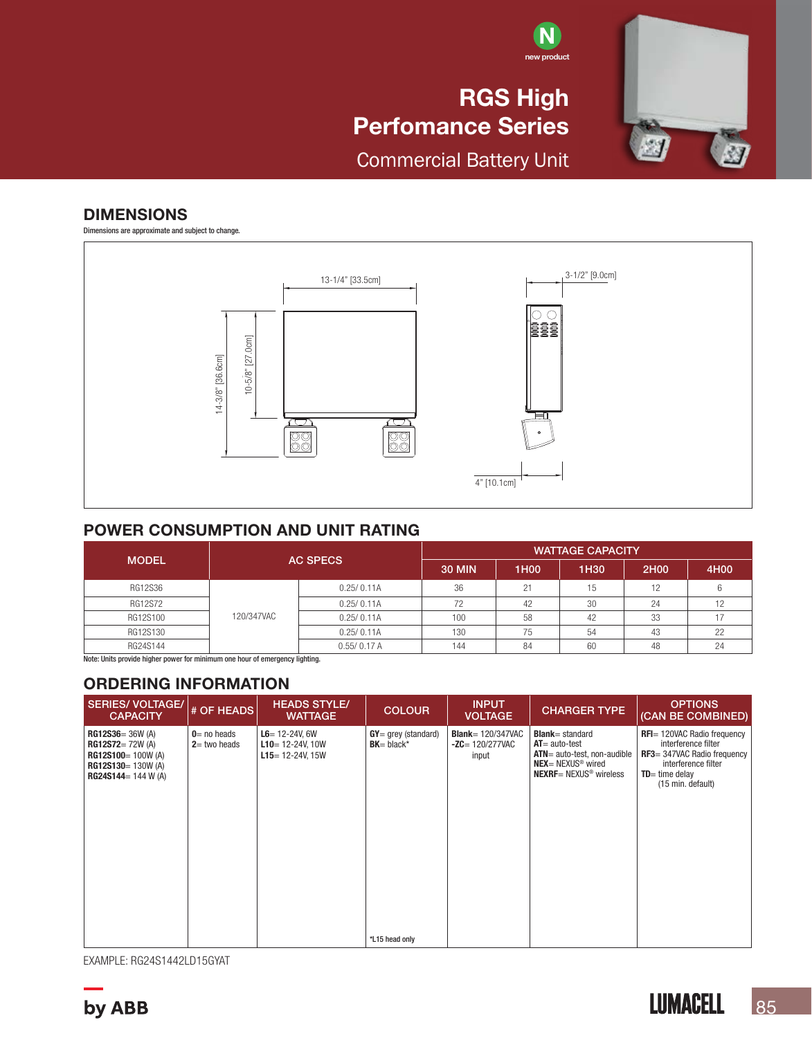N
new product

# RGS High Perfomance Series

Commercial Battery Unit

## DIMENSIONS

Dimensions are approximate and subject to change.

13-1/4" [33.5cm]

3-1/2" [9.0cm]

14-3/8" [36.6cm]

10-5/8" [27.0cm]

4" [10.1cm]

## POWER CONSUMPTION AND UNIT RATING

| MODEL | AC SPECS | | WATTAGE CAPACITY | | | | |
|---|---|---|---|---|---|---|---|
| | | | 30 MIN | 1H00 | 1H30 | 2H00 | 4H00 |
| RG12S36 | 120/347VAC | 0.25/ 0.11A | 36 | 21 | 15 | 12 | 6 |
| RG12S72 | | 0.25/ 0.11A | 72 | 42 | 30 | 24 | 12 |
| RG12S100 | | 0.25/ 0.11A | 100 | 58 | 42 | 33 | 17 |
| RG12S130 | | 0.25/ 0.11A | 130 | 75 | 54 | 43 | 22 |
| RG24S144 | | 0.55/ 0.17 A | 144 | 84 | 60 | 48 | 24 |

Note: Units provide higher power for minimum one hour of emergency lighting.

## ORDERING INFORMATION

| SERIES/ VOLTAGE/ CAPACITY | # OF HEADS | HEADS STYLE/ WATTAGE | COLOUR | INPUT VOLTAGE | CHARGER TYPE | OPTIONS (CAN BE COMBINED) |
|---|---|---|---|---|---|---|
| **RG12S36**= 36W (A)<br>**RG12S72**= 72W (A)<br>**RG12S100**= 100W (A)<br>**RG12S130**= 130W (A)<br>**RG24S144**= 144 W (A) | **0**= no heads<br>**2**= two heads | **L6**= 12-24V, 6W<br>**L10**= 12-24V, 10W<br>**L15**= 12-24V, 15W | **GY**= grey (standard)<br>**BK**= black*<br><br>*L15 head only | **Blank**= 120/347VAC<br>**-ZC**= 120/277VAC input | **Blank**= standard<br>**AT**= auto-test<br>**ATN**= auto-test, non-audible<br>**NEX**= NEXUS® wired<br>**NEXRF**= NEXUS® wireless | **RFI**= 120VAC Radio frequency interference filter<br>**RF3**= 347VAC Radio frequency interference filter<br>**TD**= time delay (15 min. default) |

EXAMPLE: RG24S1442LD15GYAT

by ABB

LUMACELL